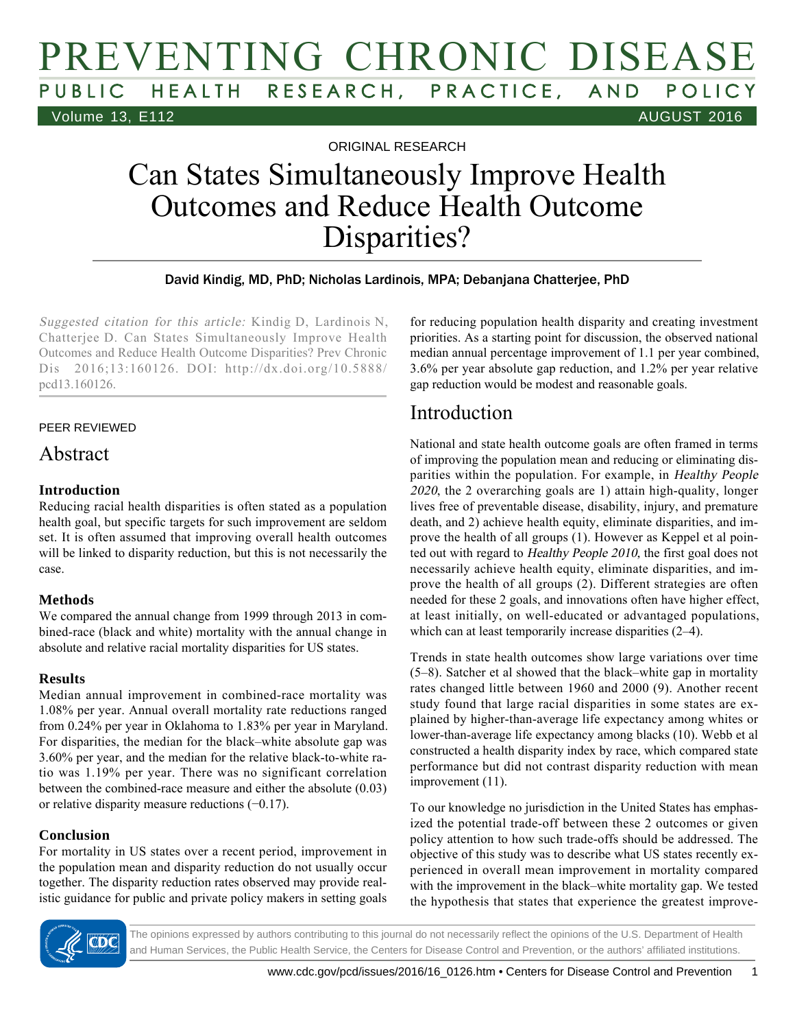ORIGINAL RESEARCH

# Can States Simultaneously Improve Health Outcomes and Reduce Health Outcome Disparities?

David Kindig, MD, PhD; Nicholas Lardinois, MPA; Debanjana Chatterjee, PhD

*Suggested citation for this article:* Kindig D, Lardinois N, Chatterjee D. Can States Simultaneously Improve Health Outcomes and Reduce Health Outcome Disparities? Prev Chronic Dis 2016;13:160126. DOI: http://dx.doi.org/10.5888/pcd13.160126.

PEER REVIEWED

## Abstract

### Introduction

Reducing racial health disparities is often stated as a population health goal, but specific targets for such improvement are seldom set. It is often assumed that improving overall health outcomes will be linked to disparity reduction, but this is not necessarily the case.

### Methods

We compared the annual change from 1999 through 2013 in combined-race (black and white) mortality with the annual change in absolute and relative racial mortality disparities for US states.

### Results

Median annual improvement in combined-race mortality was 1.08% per year. Annual overall mortality rate reductions ranged from 0.24% per year in Oklahoma to 1.83% per year in Maryland. For disparities, the median for the black–white absolute gap was 3.60% per year, and the median for the relative black-to-white ratio was 1.19% per year. There was no significant correlation between the combined-race measure and either the absolute (0.03) or relative disparity measure reductions (−0.17).

### Conclusion

For mortality in US states over a recent period, improvement in the population mean and disparity reduction do not usually occur together. The disparity reduction rates observed may provide realistic guidance for public and private policy makers in setting goals for reducing population health disparity and creating investment priorities. As a starting point for discussion, the observed national median annual percentage improvement of 1.1 per year combined, 3.6% per year absolute gap reduction, and 1.2% per year relative gap reduction would be modest and reasonable goals.

## Introduction

National and state health outcome goals are often framed in terms of improving the population mean and reducing or eliminating disparities within the population. For example, in *Healthy People 2020*, the 2 overarching goals are 1) attain high-quality, longer lives free of preventable disease, disability, injury, and premature death, and 2) achieve health equity, eliminate disparities, and improve the health of all groups (1). However as Keppel et al pointed out with regard to *Healthy People 2010*, the first goal does not necessarily achieve health equity, eliminate disparities, and improve the health of all groups (2). Different strategies are often needed for these 2 goals, and innovations often have higher effect, at least initially, on well-educated or advantaged populations, which can at least temporarily increase disparities (2–4).

Trends in state health outcomes show large variations over time (5–8). Satcher et al showed that the black–white gap in mortality rates changed little between 1960 and 2000 (9). Another recent study found that large racial disparities in some states are explained by higher-than-average life expectancy among whites or lower-than-average life expectancy among blacks (10). Webb et al constructed a health disparity index by race, which compared state performance but did not contrast disparity reduction with mean improvement (11).

To our knowledge no jurisdiction in the United States has emphasized the potential trade-off between these 2 outcomes or given policy attention to how such trade-offs should be addressed. The objective of this study was to describe what US states recently experienced in overall mean improvement in mortality compared with the improvement in the black–white mortality gap. We tested the hypothesis that states that experience the greatest improve-

The opinions expressed by authors contributing to this journal do not necessarily reflect the opinions of the U.S. Department of Health and Human Services, the Public Health Service, the Centers for Disease Control and Prevention, or the authors' affiliated institutions.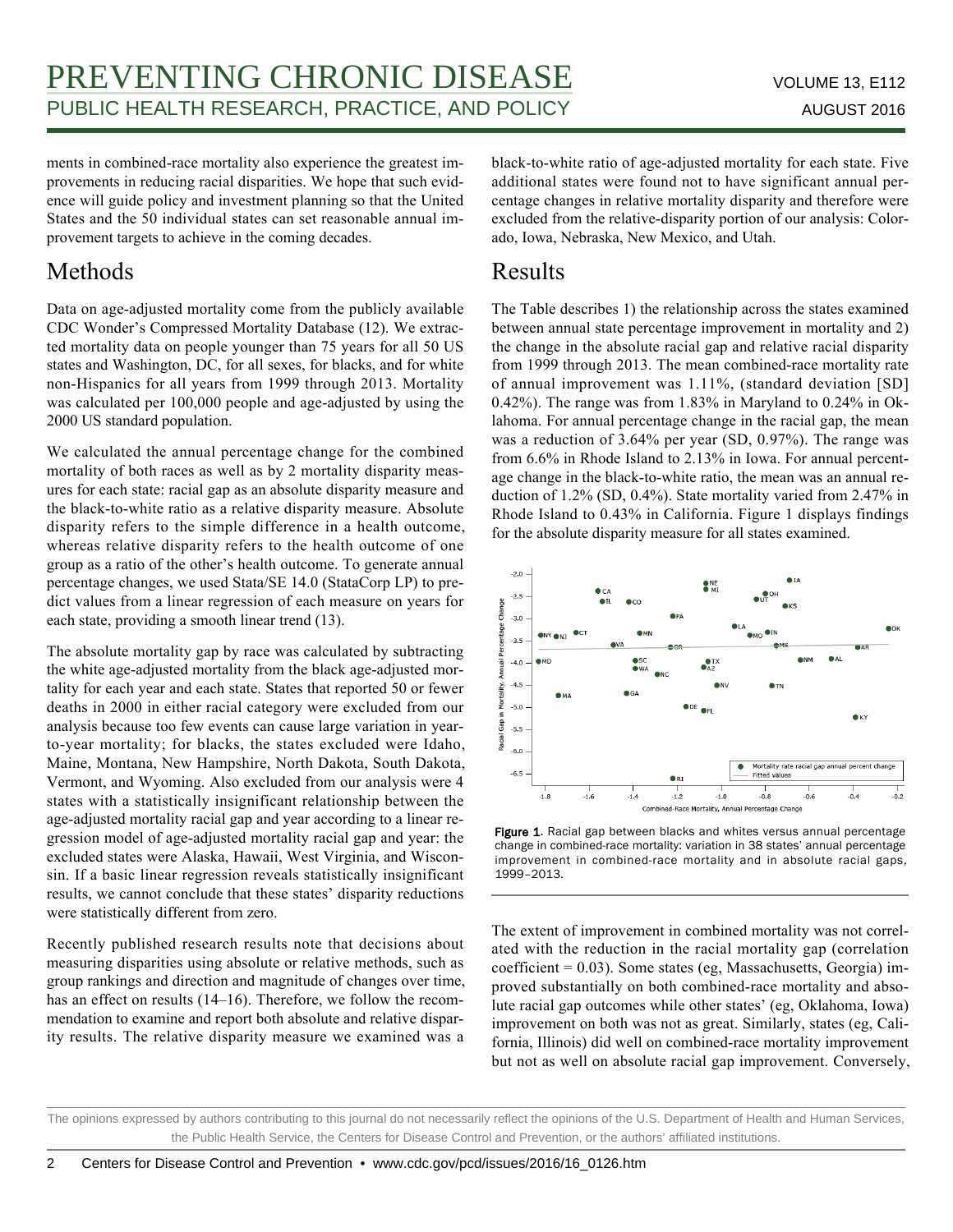ments in combined-race mortality also experience the greatest improvements in reducing racial disparities. We hope that such evidence will guide policy and investment planning so that the United States and the 50 individual states can set reasonable annual improvement targets to achieve in the coming decades.

## Methods

Data on age-adjusted mortality come from the publicly available CDC Wonder's Compressed Mortality Database (12). We extracted mortality data on people younger than 75 years for all 50 US states and Washington, DC, for all sexes, for blacks, and for white non-Hispanics for all years from 1999 through 2013. Mortality was calculated per 100,000 people and age-adjusted by using the 2000 US standard population.

We calculated the annual percentage change for the combined mortality of both races as well as by 2 mortality disparity measures for each state: racial gap as an absolute disparity measure and the black-to-white ratio as a relative disparity measure. Absolute disparity refers to the simple difference in a health outcome, whereas relative disparity refers to the health outcome of one group as a ratio of the other's health outcome. To generate annual percentage changes, we used Stata/SE 14.0 (StataCorp LP) to predict values from a linear regression of each measure on years for each state, providing a smooth linear trend (13).

The absolute mortality gap by race was calculated by subtracting the white age-adjusted mortality from the black age-adjusted mortality for each year and each state. States that reported 50 or fewer deaths in 2000 in either racial category were excluded from our analysis because too few events can cause large variation in year-to-year mortality; for blacks, the states excluded were Idaho, Maine, Montana, New Hampshire, North Dakota, South Dakota, Vermont, and Wyoming. Also excluded from our analysis were 4 states with a statistically insignificant relationship between the age-adjusted mortality racial gap and year according to a linear regression model of age-adjusted mortality racial gap and year: the excluded states were Alaska, Hawaii, West Virginia, and Wisconsin. If a basic linear regression reveals statistically insignificant results, we cannot conclude that these states' disparity reductions were statistically different from zero.

Recently published research results note that decisions about measuring disparities using absolute or relative methods, such as group rankings and direction and magnitude of changes over time, has an effect on results (14–16). Therefore, we follow the recommendation to examine and report both absolute and relative disparity results. The relative disparity measure we examined was a black-to-white ratio of age-adjusted mortality for each state. Five additional states were found not to have significant annual percentage changes in relative mortality disparity and therefore were excluded from the relative-disparity portion of our analysis: Colorado, Iowa, Nebraska, New Mexico, and Utah.

## Results

The Table describes 1) the relationship across the states examined between annual state percentage improvement in mortality and 2) the change in the absolute racial gap and relative racial disparity from 1999 through 2013. The mean combined-race mortality rate of annual improvement was 1.11%, (standard deviation [SD] 0.42%). The range was from 1.83% in Maryland to 0.24% in Oklahoma. For annual percentage change in the racial gap, the mean was a reduction of 3.64% per year (SD, 0.97%). The range was from 6.6% in Rhode Island to 2.13% in Iowa. For annual percentage change in the black-to-white ratio, the mean was an annual reduction of 1.2% (SD, 0.4%). State mortality varied from 2.47% in Rhode Island to 0.43% in California. Figure 1 displays findings for the absolute disparity measure for all states examined.

**Figure 1.** Racial gap between blacks and whites versus annual percentage change in combined-race mortality: variation in 38 states' annual percentage improvement in combined-race mortality and in absolute racial gaps, 1999–2013.

The extent of improvement in combined mortality was not correlated with the reduction in the racial mortality gap (correlation coefficient = 0.03). Some states (eg, Massachusetts, Georgia) improved substantially on both combined-race mortality and absolute racial gap outcomes while other states' (eg, Oklahoma, Iowa) improvement on both was not as great. Similarly, states (eg, California, Illinois) did well on combined-race mortality improvement but not as well on absolute racial gap improvement. Conversely,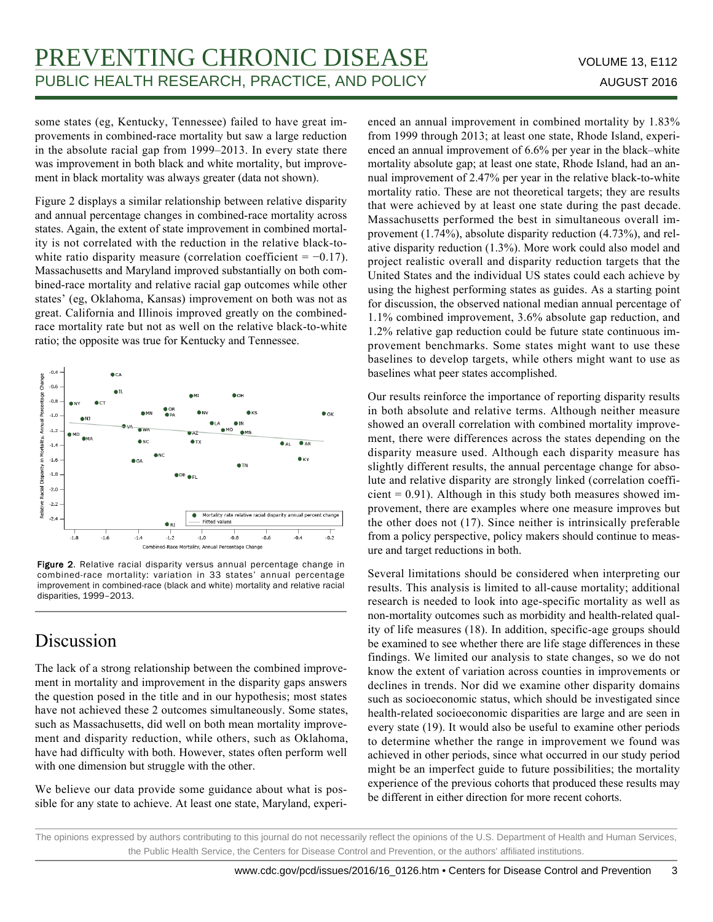some states (eg, Kentucky, Tennessee) failed to have great improvements in combined-race mortality but saw a large reduction in the absolute racial gap from 1999–2013. In every state there was improvement in both black and white mortality, but improvement in black mortality was always greater (data not shown).

Figure 2 displays a similar relationship between relative disparity and annual percentage changes in combined-race mortality across states. Again, the extent of state improvement in combined mortality is not correlated with the reduction in the relative black-to-white ratio disparity measure (correlation coefficient = −0.17). Massachusetts and Maryland improved substantially on both combined-race mortality and relative racial gap outcomes while other states' (eg, Oklahoma, Kansas) improvement on both was not as great. California and Illinois improved greatly on the combined-race mortality rate but not as well on the relative black-to-white ratio; the opposite was true for Kentucky and Tennessee.

**Figure 2.** Relative racial disparity versus annual percentage change in combined-race mortality: variation in 33 states' annual percentage improvement in combined-race (black and white) mortality and relative racial disparities, 1999–2013.

## Discussion

The lack of a strong relationship between the combined improvement in mortality and improvement in the disparity gaps answers the question posed in the title and in our hypothesis; most states have not achieved these 2 outcomes simultaneously. Some states, such as Massachusetts, did well on both mean mortality improvement and disparity reduction, while others, such as Oklahoma, have had difficulty with both. However, states often perform well with one dimension but struggle with the other.

We believe our data provide some guidance about what is possible for any state to achieve. At least one state, Maryland, experienced an annual improvement in combined mortality by 1.83% from 1999 through 2013; at least one state, Rhode Island, experienced an annual improvement of 6.6% per year in the black–white mortality absolute gap; at least one state, Rhode Island, had an annual improvement of 2.47% per year in the relative black-to-white mortality ratio. These are not theoretical targets; they are results that were achieved by at least one state during the past decade. Massachusetts performed the best in simultaneous overall improvement (1.74%), absolute disparity reduction (4.73%), and relative disparity reduction (1.3%). More work could also model and project realistic overall and disparity reduction targets that the United States and the individual US states could each achieve by using the highest performing states as guides. As a starting point for discussion, the observed national median annual percentage of 1.1% combined improvement, 3.6% absolute gap reduction, and 1.2% relative gap reduction could be future state continuous improvement benchmarks. Some states might want to use these baselines to develop targets, while others might want to use as baselines what peer states accomplished.

Our results reinforce the importance of reporting disparity results in both absolute and relative terms. Although neither measure showed an overall correlation with combined mortality improvement, there were differences across the states depending on the disparity measure used. Although each disparity measure has slightly different results, the annual percentage change for absolute and relative disparity are strongly linked (correlation coefficient = 0.91). Although in this study both measures showed improvement, there are examples where one measure improves but the other does not (17). Since neither is intrinsically preferable from a policy perspective, policy makers should continue to measure and target reductions in both.

Several limitations should be considered when interpreting our results. This analysis is limited to all-cause mortality; additional research is needed to look into age-specific mortality as well as non-mortality outcomes such as morbidity and health-related quality of life measures (18). In addition, specific-age groups should be examined to see whether there are life stage differences in these findings. We limited our analysis to state changes, so we do not know the extent of variation across counties in improvements or declines in trends. Nor did we examine other disparity domains such as socioeconomic status, which should be investigated since health-related socioeconomic disparities are large and are seen in every state (19). It would also be useful to examine other periods to determine whether the range in improvement we found was achieved in other periods, since what occurred in our study period might be an imperfect guide to future possibilities; the mortality experience of the previous cohorts that produced these results may be different in either direction for more recent cohorts.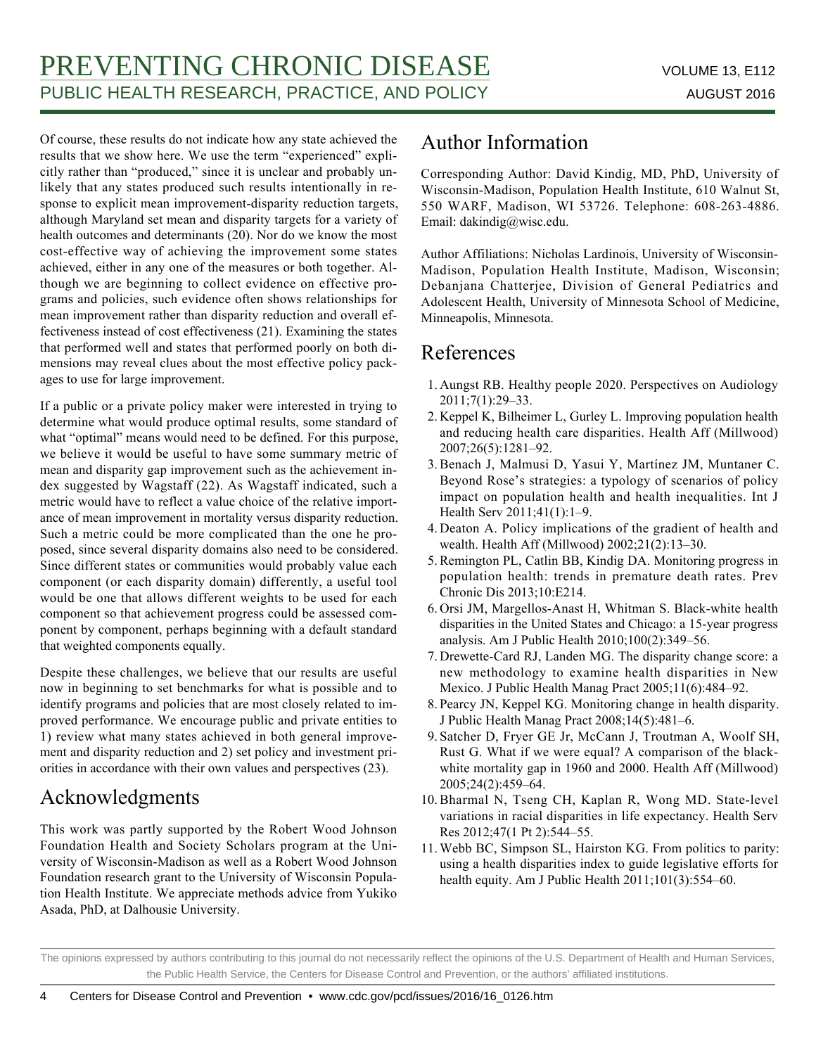Of course, these results do not indicate how any state achieved the results that we show here. We use the term "experienced" explicitly rather than "produced," since it is unclear and probably unlikely that any states produced such results intentionally in response to explicit mean improvement-disparity reduction targets, although Maryland set mean and disparity targets for a variety of health outcomes and determinants (20). Nor do we know the most cost-effective way of achieving the improvement some states achieved, either in any one of the measures or both together. Although we are beginning to collect evidence on effective programs and policies, such evidence often shows relationships for mean improvement rather than disparity reduction and overall effectiveness instead of cost effectiveness (21). Examining the states that performed well and states that performed poorly on both dimensions may reveal clues about the most effective policy packages to use for large improvement.

If a public or a private policy maker were interested in trying to determine what would produce optimal results, some standard of what "optimal" means would need to be defined. For this purpose, we believe it would be useful to have some summary metric of mean and disparity gap improvement such as the achievement index suggested by Wagstaff (22). As Wagstaff indicated, such a metric would have to reflect a value choice of the relative importance of mean improvement in mortality versus disparity reduction. Such a metric could be more complicated than the one he proposed, since several disparity domains also need to be considered. Since different states or communities would probably value each component (or each disparity domain) differently, a useful tool would be one that allows different weights to be used for each component so that achievement progress could be assessed component by component, perhaps beginning with a default standard that weighted components equally.

Despite these challenges, we believe that our results are useful now in beginning to set benchmarks for what is possible and to identify programs and policies that are most closely related to improved performance. We encourage public and private entities to 1) review what many states achieved in both general improvement and disparity reduction and 2) set policy and investment priorities in accordance with their own values and perspectives (23).

## Acknowledgments

This work was partly supported by the Robert Wood Johnson Foundation Health and Society Scholars program at the University of Wisconsin-Madison as well as a Robert Wood Johnson Foundation research grant to the University of Wisconsin Population Health Institute. We appreciate methods advice from Yukiko Asada, PhD, at Dalhousie University.

## Author Information

Corresponding Author: David Kindig, MD, PhD, University of Wisconsin-Madison, Population Health Institute, 610 Walnut St, 550 WARF, Madison, WI 53726. Telephone: 608-263-4886. Email: dakindig@wisc.edu.

Author Affiliations: Nicholas Lardinois, University of Wisconsin-Madison, Population Health Institute, Madison, Wisconsin; Debanjana Chatterjee, Division of General Pediatrics and Adolescent Health, University of Minnesota School of Medicine, Minneapolis, Minnesota.

## References

1. Aungst RB. Healthy people 2020. Perspectives on Audiology 2011;7(1):29–33.
2. Keppel K, Bilheimer L, Gurley L. Improving population health and reducing health care disparities. Health Aff (Millwood) 2007;26(5):1281–92.
3. Benach J, Malmusi D, Yasui Y, Martínez JM, Muntaner C. Beyond Rose's strategies: a typology of scenarios of policy impact on population health and health inequalities. Int J Health Serv 2011;41(1):1–9.
4. Deaton A. Policy implications of the gradient of health and wealth. Health Aff (Millwood) 2002;21(2):13–30.
5. Remington PL, Catlin BB, Kindig DA. Monitoring progress in population health: trends in premature death rates. Prev Chronic Dis 2013;10:E214.
6. Orsi JM, Margellos-Anast H, Whitman S. Black-white health disparities in the United States and Chicago: a 15-year progress analysis. Am J Public Health 2010;100(2):349–56.
7. Drewette-Card RJ, Landen MG. The disparity change score: a new methodology to examine health disparities in New Mexico. J Public Health Manag Pract 2005;11(6):484–92.
8. Pearcy JN, Keppel KG. Monitoring change in health disparity. J Public Health Manag Pract 2008;14(5):481–6.
9. Satcher D, Fryer GE Jr, McCann J, Troutman A, Woolf SH, Rust G. What if we were equal? A comparison of the black-white mortality gap in 1960 and 2000. Health Aff (Millwood) 2005;24(2):459–64.
10. Bharmal N, Tseng CH, Kaplan R, Wong MD. State-level variations in racial disparities in life expectancy. Health Serv Res 2012;47(1 Pt 2):544–55.
11. Webb BC, Simpson SL, Hairston KG. From politics to parity: using a health disparities index to guide legislative efforts for health equity. Am J Public Health 2011;101(3):554–60.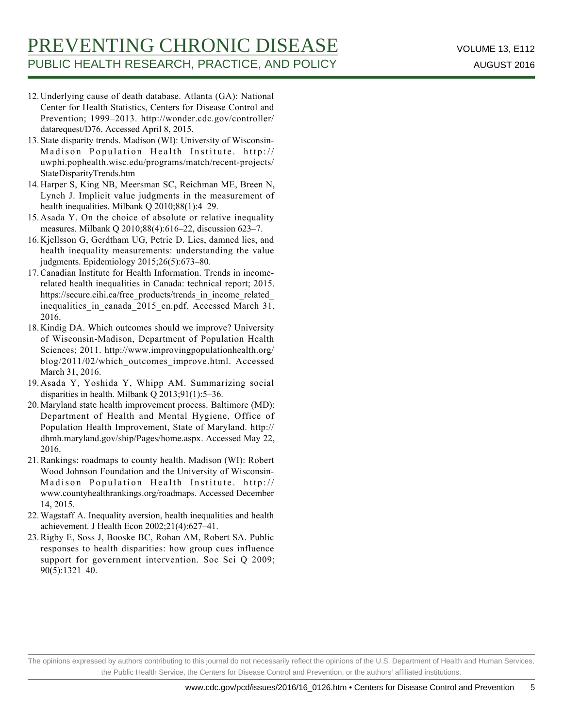12. Underlying cause of death database. Atlanta (GA): National Center for Health Statistics, Centers for Disease Control and Prevention; 1999–2013. http://wonder.cdc.gov/controller/datarequest/D76. Accessed April 8, 2015.
13. State disparity trends. Madison (WI): University of Wisconsin-Madison Population Health Institute. http://uwphi.pophealth.wisc.edu/programs/match/recent-projects/StateDisparityTrends.htm
14. Harper S, King NB, Meersman SC, Reichman ME, Breen N, Lynch J. Implicit value judgments in the measurement of health inequalities. Milbank Q 2010;88(1):4–29.
15. Asada Y. On the choice of absolute or relative inequality measures. Milbank Q 2010;88(4):616–22, discussion 623–7.
16. Kjellsson G, Gerdtham UG, Petrie D. Lies, damned lies, and health inequality measurements: understanding the value judgments. Epidemiology 2015;26(5):673–80.
17. Canadian Institute for Health Information. Trends in income-related health inequalities in Canada: technical report; 2015. https://secure.cihi.ca/free_products/trends_in_income_related_inequalities_in_canada_2015_en.pdf. Accessed March 31, 2016.
18. Kindig DA. Which outcomes should we improve? University of Wisconsin-Madison, Department of Population Health Sciences; 2011. http://www.improvingpopulationhealth.org/blog/2011/02/which_outcomes_improve.html. Accessed March 31, 2016.
19. Asada Y, Yoshida Y, Whipp AM. Summarizing social disparities in health. Milbank Q 2013;91(1):5–36.
20. Maryland state health improvement process. Baltimore (MD): Department of Health and Mental Hygiene, Office of Population Health Improvement, State of Maryland. http://dhmh.maryland.gov/ship/Pages/home.aspx. Accessed May 22, 2016.
21. Rankings: roadmaps to county health. Madison (WI): Robert Wood Johnson Foundation and the University of Wisconsin-Madison Population Health Institute. http://www.countyhealthrankings.org/roadmaps. Accessed December 14, 2015.
22. Wagstaff A. Inequality aversion, health inequalities and health achievement. J Health Econ 2002;21(4):627–41.
23. Rigby E, Soss J, Booske BC, Rohan AM, Robert SA. Public responses to health disparities: how group cues influence support for government intervention. Soc Sci Q 2009; 90(5):1321–40.

The opinions expressed by authors contributing to this journal do not necessarily reflect the opinions of the U.S. Department of Health and Human Services, the Public Health Service, the Centers for Disease Control and Prevention, or the authors' affiliated institutions.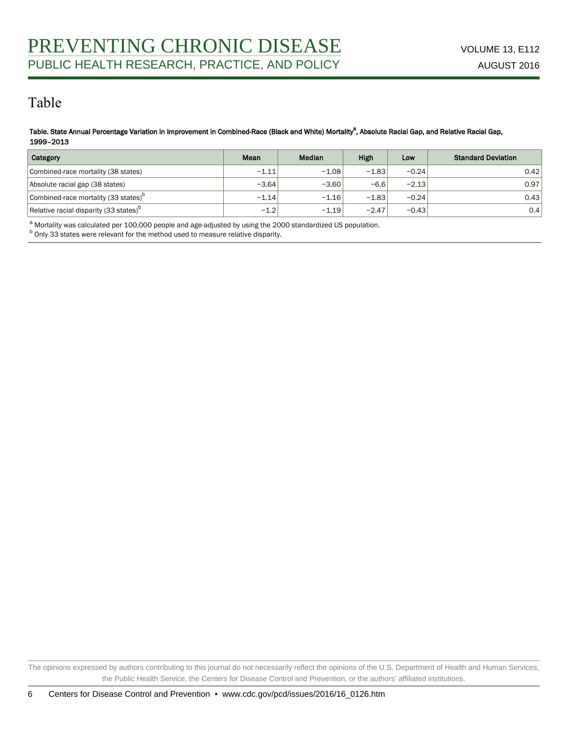# Table

**Table. State Annual Percentage Variation in Improvement in Combined-Race (Black and White) Mortality[a], Absolute Racial Gap, and Relative Racial Gap, 1999–2013**

| Category | Mean | Median | High | Low | Standard Deviation |
|---|---|---|---|---|---|
| Combined-race mortality (38 states) | −1.11 | −1.08 | −1.83 | −0.24 | 0.42 |
| Absolute racial gap (38 states) | −3.64 | −3.60 | −6.6 | −2.13 | 0.97 |
| Combined-race mortality (33 states)[b] | −1.14 | −1.16 | −1.83 | −0.24 | 0.43 |
| Relative racial disparity (33 states)[b] | −1.2 | −1.19 | −2.47 | −0.43 | 0.4 |

[a] Mortality was calculated per 100,000 people and age-adjusted by using the 2000 standardized US population.
[b] Only 33 states were relevant for the method used to measure relative disparity.

The opinions expressed by authors contributing to this journal do not necessarily reflect the opinions of the U.S. Department of Health and Human Services, the Public Health Service, the Centers for Disease Control and Prevention, or the authors' affiliated institutions.